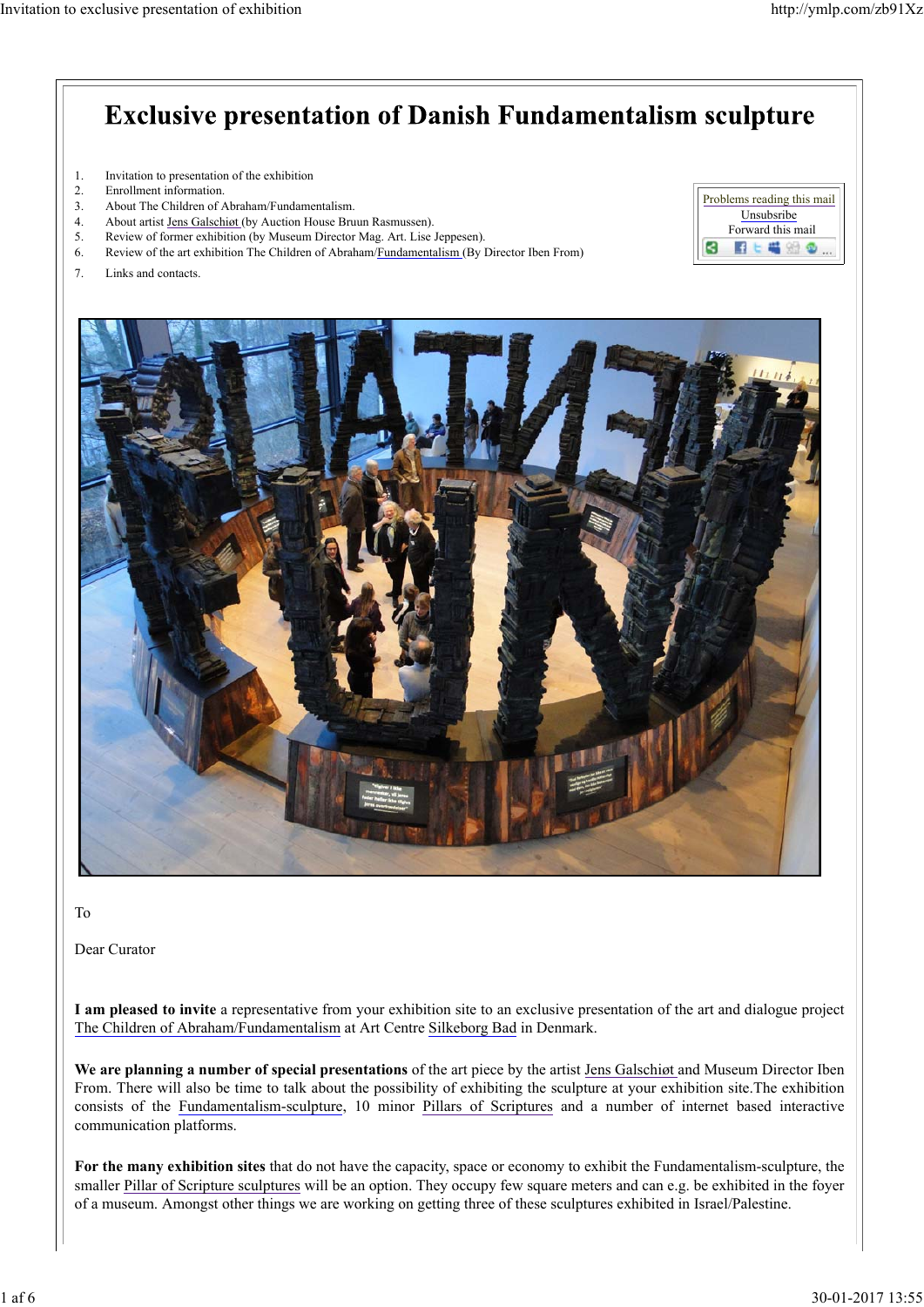# Exclusive presentation of Danish Fundamentalism sculpture

1. Invitation to presentation of the exhibition
2. Enrollment information.
3. About The Children of Abraham/Fundamentalism.
4. About artist Jens Galschiøt (by Auction House Bruun Rasmussen).
5. Review of former exhibition (by Museum Director Mag. Art. Lise Jeppesen).
6. Review of the art exhibition The Children of Abraham/Fundamentalism (By Director Iben From)
7. Links and contacts.

Problems reading this mail
Unsubsribe
Forward this mail

To

Dear Curator

**I am pleased to invite** a representative from your exhibition site to an exclusive presentation of the art and dialogue project The Children of Abraham/Fundamentalism at Art Centre Silkeborg Bad in Denmark.

**We are planning a number of special presentations** of the art piece by the artist Jens Galschiøt and Museum Director Iben From. There will also be time to talk about the possibility of exhibiting the sculpture at your exhibition site.The exhibition consists of the Fundamentalism-sculpture, 10 minor Pillars of Scriptures and a number of internet based interactive communication platforms.

**For the many exhibition sites** that do not have the capacity, space or economy to exhibit the Fundamentalism-sculpture, the smaller Pillar of Scripture sculptures will be an option. They occupy few square meters and can e.g. be exhibited in the foyer of a museum. Amongst other things we are working on getting three of these sculptures exhibited in Israel/Palestine.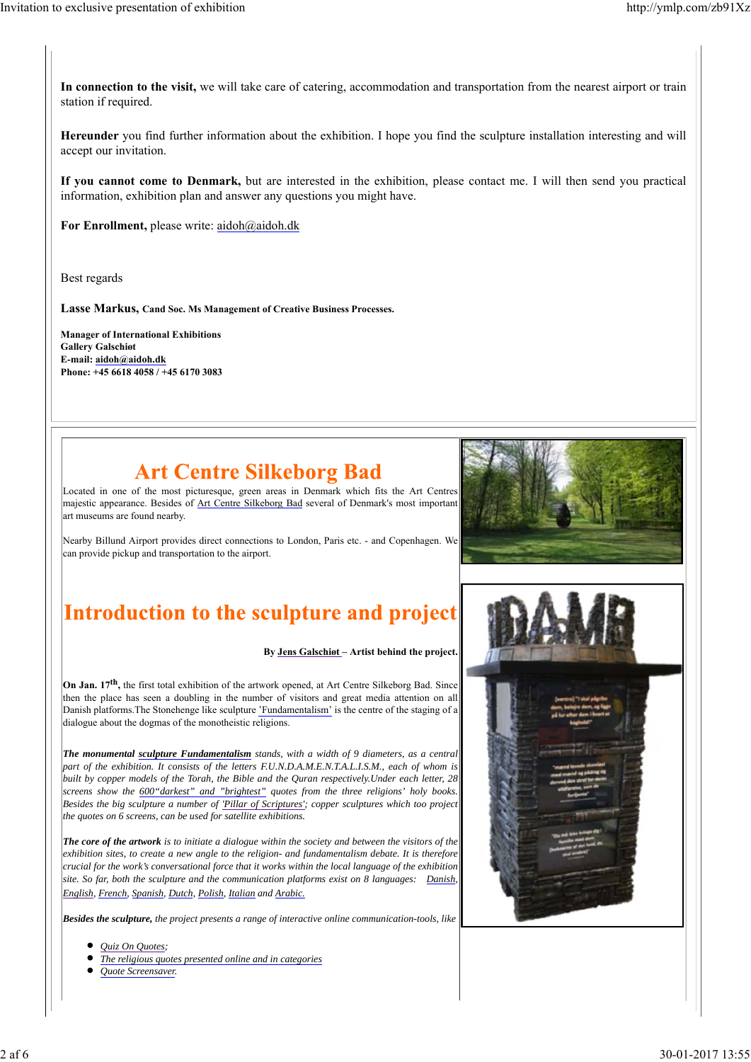**In connection to the visit,** we will take care of catering, accommodation and transportation from the nearest airport or train station if required.

**Hereunder** you find further information about the exhibition. I hope you find the sculpture installation interesting and will accept our invitation.

**If you cannot come to Denmark,** but are interested in the exhibition, please contact me. I will then send you practical information, exhibition plan and answer any questions you might have.

**For Enrollment,** please write: aidoh@aidoh.dk

Best regards

**Lasse Markus, Cand Soc. Ms Management of Creative Business Processes.**

**Manager of International Exhibitions**
**Gallery Galschiøt**
**E-mail: aidoh@aidoh.dk**
**Phone: +45 6618 4058 / +45 6170 3083**

# Art Centre Silkeborg Bad

Located in one of the most picturesque, green areas in Denmark which fits the Art Centres majestic appearance. Besides of Art Centre Silkeborg Bad several of Denmark's most important art museums are found nearby.

Nearby Billund Airport provides direct connections to London, Paris etc. - and Copenhagen. We can provide pickup and transportation to the airport.

# Introduction to the sculpture and project

**By Jens Galschiøt – Artist behind the project.**

**On Jan. 17th,** the first total exhibition of the artwork opened, at Art Centre Silkeborg Bad. Since then the place has seen a doubling in the number of visitors and great media attention on all Danish platforms.The Stonehenge like sculpture 'Fundamentalism' is the centre of the staging of a dialogue about the dogmas of the monotheistic religions.

***The monumental sculpture Fundamentalism*** *stands, with a width of 9 diameters, as a central part of the exhibition. It consists of the letters F.U.N.D.A.M.E.N.T.A.L.I.S.M., each of whom is built by copper models of the Torah, the Bible and the Quran respectively.Under each letter, 28 screens show the 600"darkest" and "brightest" quotes from the three religions' holy books. Besides the big sculpture a number of 'Pillar of Scriptures'; copper sculptures which too project the quotes on 6 screens, can be used for satellite exhibitions.*

***The core of the artwork*** *is to initiate a dialogue within the society and between the visitors of the exhibition sites, to create a new angle to the religion- and fundamentalism debate. It is therefore crucial for the work's conversational force that it works within the local language of the exhibition site. So far, both the sculpture and the communication platforms exist on 8 languages: Danish, English, French, Spanish, Dutch, Polish, Italian and Arabic.*

***Besides the sculpture,*** *the project presents a range of interactive online communication-tools, like*

- *Quiz On Quotes;*
- *The religious quotes presented online and in categories*
- *Quote Screensaver.*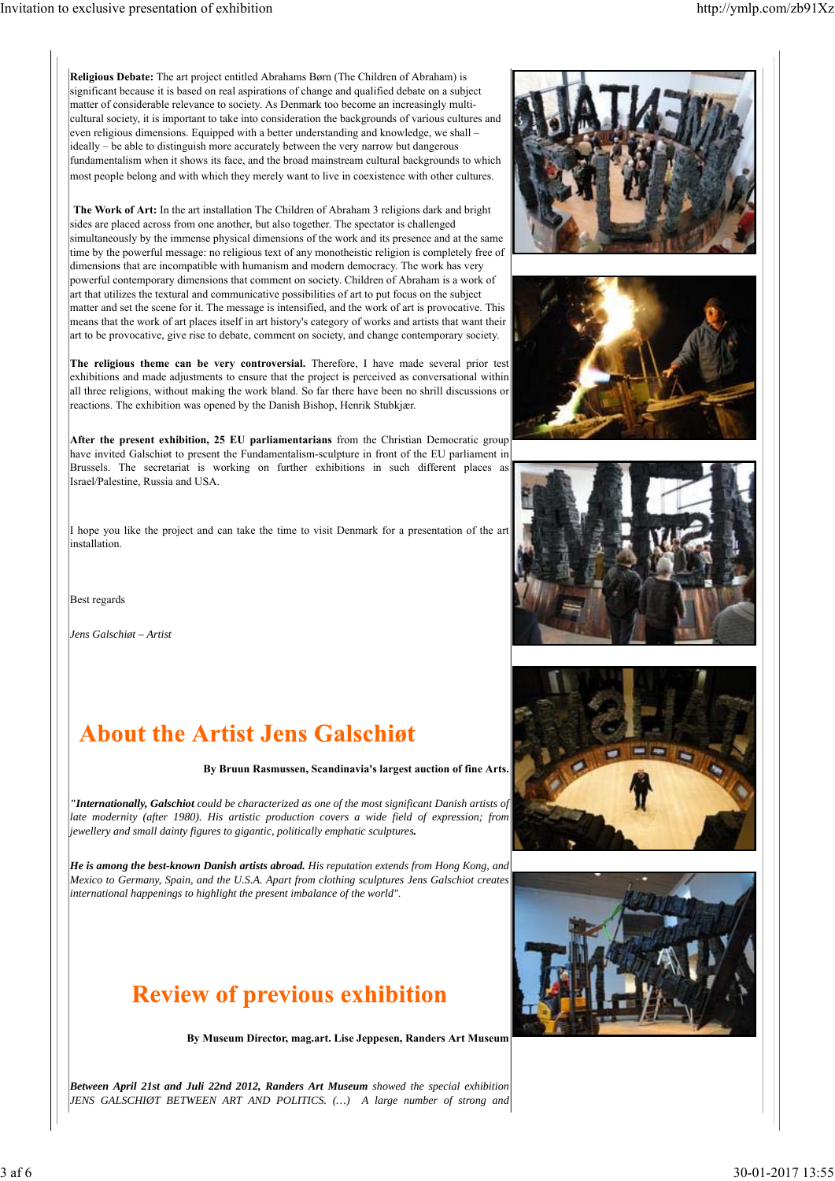**Religious Debate:** The art project entitled Abrahams Børn (The Children of Abraham) is significant because it is based on real aspirations of change and qualified debate on a subject matter of considerable relevance to society. As Denmark too become an increasingly multi-cultural society, it is important to take into consideration the backgrounds of various cultures and even religious dimensions. Equipped with a better understanding and knowledge, we shall – ideally – be able to distinguish more accurately between the very narrow but dangerous fundamentalism when it shows its face, and the broad mainstream cultural backgrounds to which most people belong and with which they merely want to live in coexistence with other cultures.

**The Work of Art:** In the art installation The Children of Abraham 3 religions dark and bright sides are placed across from one another, but also together. The spectator is challenged simultaneously by the immense physical dimensions of the work and its presence and at the same time by the powerful message: no religious text of any monotheistic religion is completely free of dimensions that are incompatible with humanism and modern democracy. The work has very powerful contemporary dimensions that comment on society. Children of Abraham is a work of art that utilizes the textural and communicative possibilities of art to put focus on the subject matter and set the scene for it. The message is intensified, and the work of art is provocative. This means that the work of art places itself in art history's category of works and artists that want their art to be provocative, give rise to debate, comment on society, and change contemporary society.

**The religious theme can be very controversial.** Therefore, I have made several prior test exhibitions and made adjustments to ensure that the project is perceived as conversational within all three religions, without making the work bland. So far there have been no shrill discussions or reactions. The exhibition was opened by the Danish Bishop, Henrik Stubkjær.

**After the present exhibition, 25 EU parliamentarians** from the Christian Democratic group have invited Galschiøt to present the Fundamentalism-sculpture in front of the EU parliament in Brussels. The secretariat is working on further exhibitions in such different places as Israel/Palestine, Russia and USA.

I hope you like the project and can take the time to visit Denmark for a presentation of the art installation.

Best regards

*Jens Galschiøt – Artist*

## About the Artist Jens Galschiøt

**By Bruun Rasmussen, Scandinavia's largest auction of fine Arts.**

*"**Internationally, Galschiot** could be characterized as one of the most significant Danish artists of late modernity (after 1980). His artistic production covers a wide field of expression; from jewellery and small dainty figures to gigantic, politically emphatic sculptures.*

***He is among the best-known Danish artists abroad.** His reputation extends from Hong Kong, and Mexico to Germany, Spain, and the U.S.A. Apart from clothing sculptures Jens Galschiot creates international happenings to highlight the present imbalance of the world".*

## Review of previous exhibition

**By Museum Director, mag.art. Lise Jeppesen, Randers Art Museum**

***Between April 21st and Juli 22nd 2012, Randers Art Museum** showed the special exhibition JENS GALSCHIØT BETWEEN ART AND POLITICS. (…) A large number of strong and*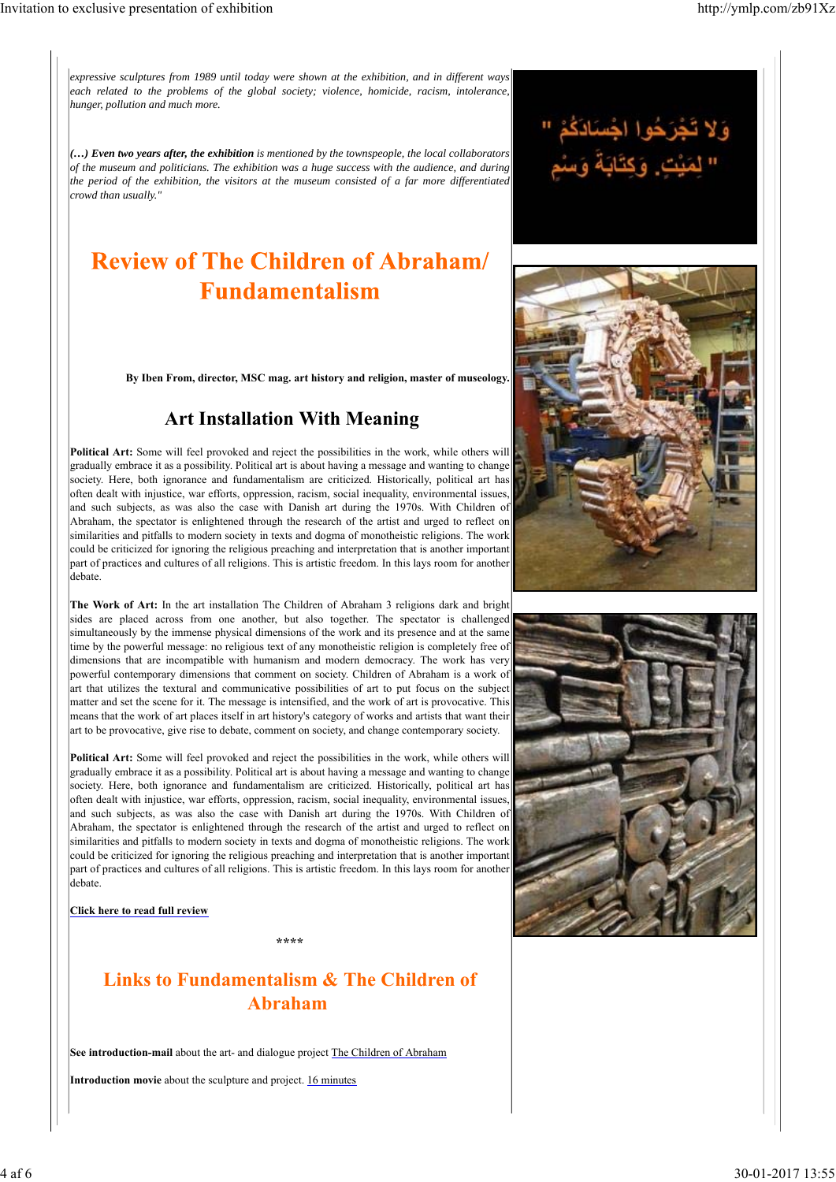*expressive sculptures from 1989 until today were shown at the exhibition, and in different ways each related to the problems of the global society; violence, homicide, racism, intolerance, hunger, pollution and much more.*

***(…) Even two years after, the exhibition** is mentioned by the townspeople, the local collaborators of the museum and politicians. The exhibition was a huge success with the audience, and during the period of the exhibition, the visitors at the museum consisted of a far more differentiated crowd than usually."*

# Review of The Children of Abraham/ Fundamentalism

**By Iben From, director, MSC mag. art history and religion, master of museology.**

## Art Installation With Meaning

**Political Art:** Some will feel provoked and reject the possibilities in the work, while others will gradually embrace it as a possibility. Political art is about having a message and wanting to change society. Here, both ignorance and fundamentalism are criticized. Historically, political art has often dealt with injustice, war efforts, oppression, racism, social inequality, environmental issues, and such subjects, as was also the case with Danish art during the 1970s. With Children of Abraham, the spectator is enlightened through the research of the artist and urged to reflect on similarities and pitfalls to modern society in texts and dogma of monotheistic religions. The work could be criticized for ignoring the religious preaching and interpretation that is another important part of practices and cultures of all religions. This is artistic freedom. In this lays room for another debate.

**The Work of Art:** In the art installation The Children of Abraham 3 religions dark and bright sides are placed across from one another, but also together. The spectator is challenged simultaneously by the immense physical dimensions of the work and its presence and at the same time by the powerful message: no religious text of any monotheistic religion is completely free of dimensions that are incompatible with humanism and modern democracy. The work has very powerful contemporary dimensions that comment on society. Children of Abraham is a work of art that utilizes the textural and communicative possibilities of art to put focus on the subject matter and set the scene for it. The message is intensified, and the work of art is provocative. This means that the work of art places itself in art history's category of works and artists that want their art to be provocative, give rise to debate, comment on society, and change contemporary society.

**Political Art:** Some will feel provoked and reject the possibilities in the work, while others will gradually embrace it as a possibility. Political art is about having a message and wanting to change society. Here, both ignorance and fundamentalism are criticized. Historically, political art has often dealt with injustice, war efforts, oppression, racism, social inequality, environmental issues, and such subjects, as was also the case with Danish art during the 1970s. With Children of Abraham, the spectator is enlightened through the research of the artist and urged to reflect on similarities and pitfalls to modern society in texts and dogma of monotheistic religions. The work could be criticized for ignoring the religious preaching and interpretation that is another important part of practices and cultures of all religions. This is artistic freedom. In this lays room for another debate.

**Click here to read full review**

****

# Links to Fundamentalism & The Children of Abraham

**See introduction-mail** about the art- and dialogue project The Children of Abraham

**Introduction movie** about the sculpture and project. 16 minutes

" وَلا تَجْرَحُوا اجْسَادَكُمْ لِمَيِّت. وَكِتَابَةَ وَسْمٍ "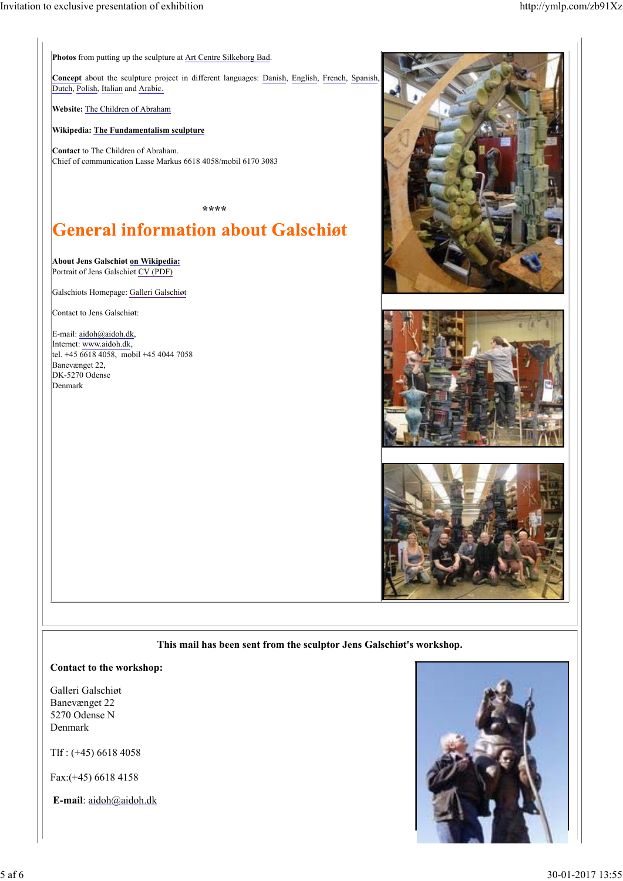**Photos** from putting up the sculpture at Art Centre Silkeborg Bad.

**Concept** about the sculpture project in different languages: Danish, English, French, Spanish, Dutch, Polish, Italian and Arabic.

**Website:** The Children of Abraham

**Wikipedia: The Fundamentalism sculpture**

**Contact** to The Children of Abraham.
Chief of communication Lasse Markus 6618 4058/mobil 6170 3083

****

# General information about Galschiøt

**About Jens Galschiøt on Wikipedia:**
Portrait of Jens Galschiøt CV (PDF)

Galschiots Homepage: Galleri Galschiøt

Contact to Jens Galschiøt:

E-mail: aidoh@aidoh.dk,
Internet: www.aidoh.dk,
tel. +45 6618 4058, mobil +45 4044 7058
Banevænget 22,
DK-5270 Odense
Denmark

**This mail has been sent from the sculptor Jens Galschiøt's workshop.**

**Contact to the workshop:**

Galleri Galschiøt
Banevænget 22
5270 Odense N
Denmark

Tlf : (+45) 6618 4058

Fax:(+45) 6618 4158

**E-mail**: aidoh@aidoh.dk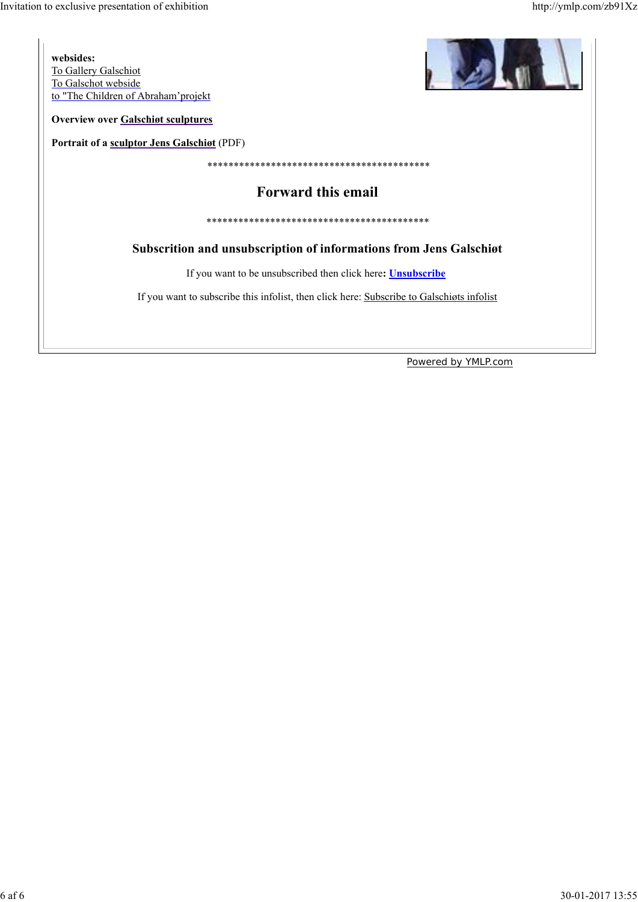**websides:**
To Gallery Galschiot
To Galschot webside
to "The Children of Abraham'projekt

**Overview over Galschiøt sculptures**

**Portrait of a sculptor Jens Galschiøt** (PDF)

******************************************

## Forward this email

******************************************

### Subscrition and unsubscription of informations from Jens Galschiøt

If you want to be unsubscribed then click here**: Unsubscribe**

If you want to subscribe this infolist, then click here: Subscribe to Galschiøts infolist

Powered by YMLP.com